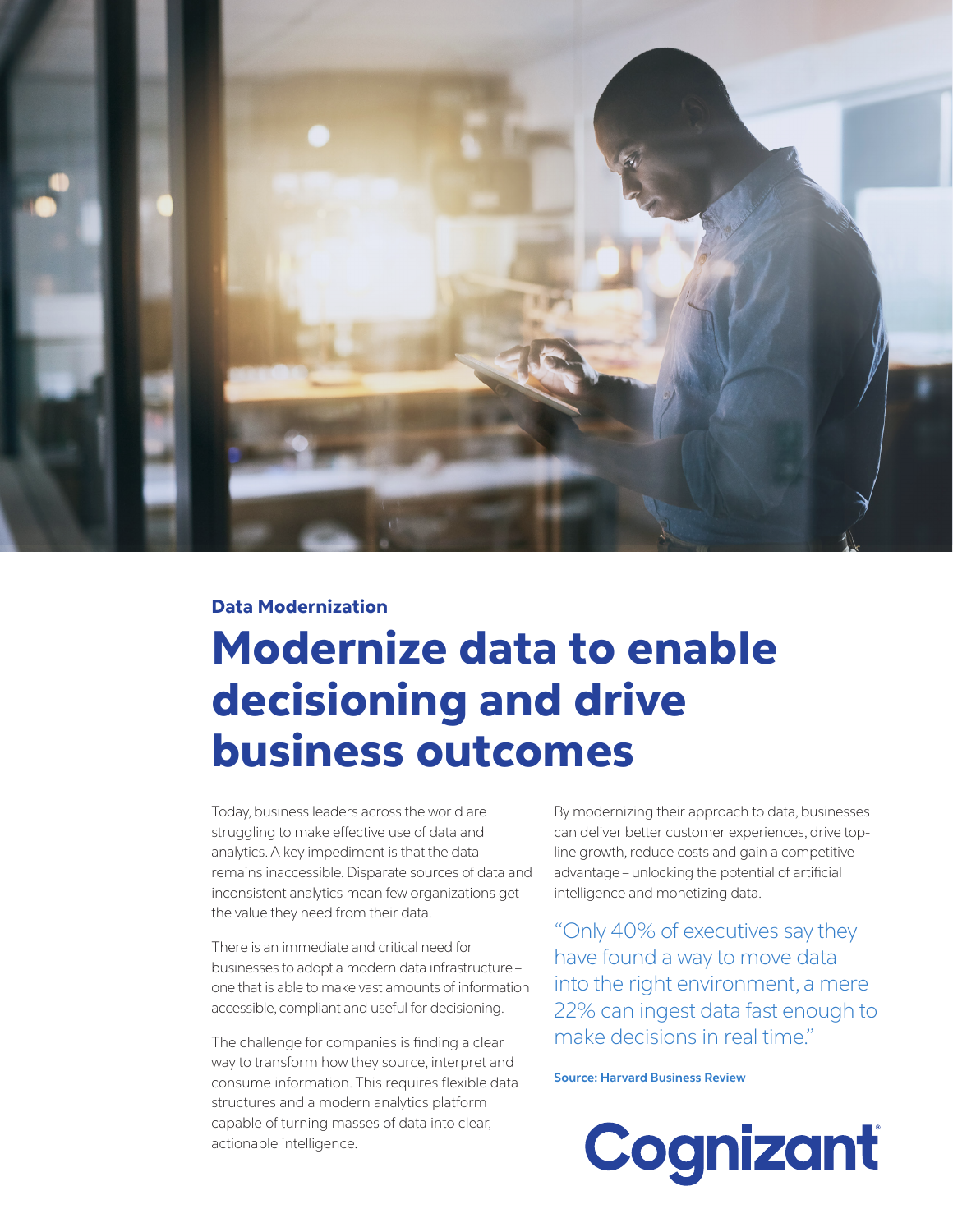**Data Modernization**

# Modernize data to enable decisioning and drive business outcomes

Today, business leaders across the world are struggling to make effective use of data and analytics. A key impediment is that the data remains inaccessible. Disparate sources of data and inconsistent analytics mean few organizations get the value they need from their data.

There is an immediate and critical need for businesses to adopt a modern data infrastructure – one that is able to make vast amounts of information accessible, compliant and useful for decisioning.

The challenge for companies is finding a clear way to transform how they source, interpret and consume information. This requires flexible data structures and a modern analytics platform capable of turning masses of data into clear, actionable intelligence.

By modernizing their approach to data, businesses can deliver better customer experiences, drive top-line growth, reduce costs and gain a competitive advantage – unlocking the potential of artificial intelligence and monetizing data.

> "Only 40% of executives say they have found a way to move data into the right environment, a mere 22% can ingest data fast enough to make decisions in real time."

**Source: Harvard Business Review**

Cognizant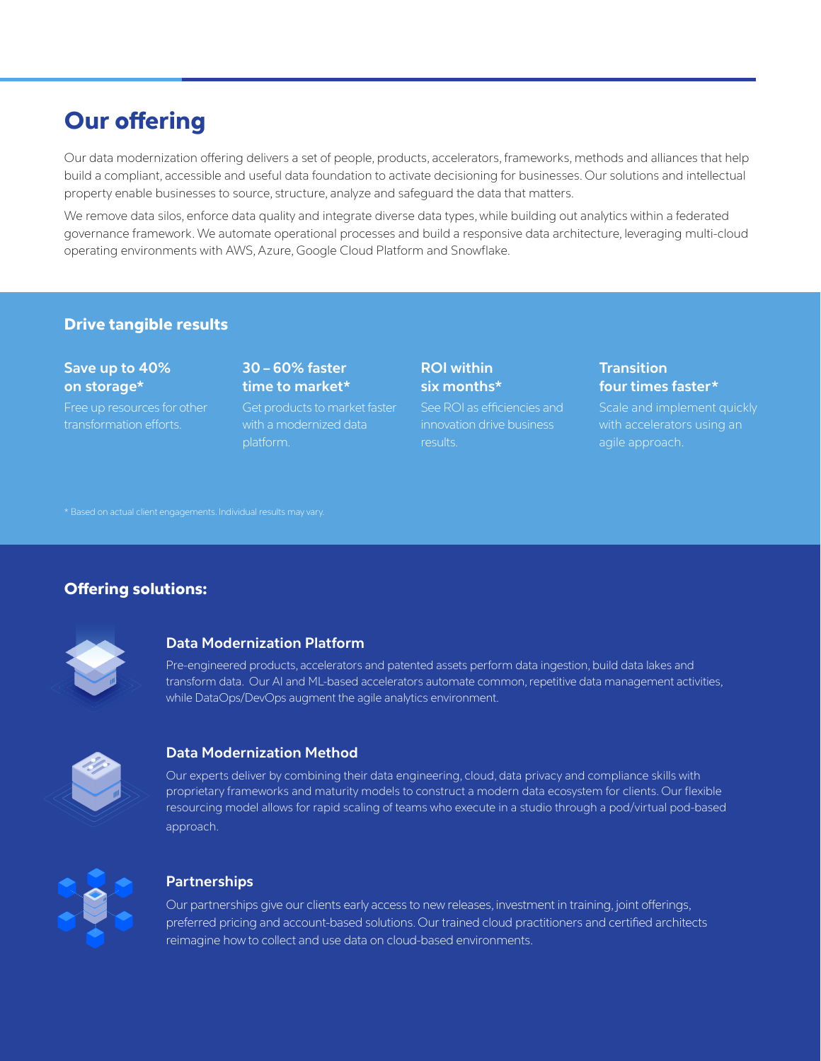# Our offering

Our data modernization offering delivers a set of people, products, accelerators, frameworks, methods and alliances that help build a compliant, accessible and useful data foundation to activate decisioning for businesses. Our solutions and intellectual property enable businesses to source, structure, analyze and safeguard the data that matters.

We remove data silos, enforce data quality and integrate diverse data types, while building out analytics within a federated governance framework. We automate operational processes and build a responsive data architecture, leveraging multi-cloud operating environments with AWS, Azure, Google Cloud Platform and Snowflake.

## Drive tangible results

### Save up to 40% on storage*

Free up resources for other transformation efforts.

### 30 – 60% faster time to market*

Get products to market faster with a modernized data platform.

### ROI within six months*

See ROI as efficiencies and innovation drive business results.

### Transition four times faster*

Scale and implement quickly with accelerators using an agile approach.

* Based on actual client engagements. Individual results may vary.

## Offering solutions:

### Data Modernization Platform

Pre-engineered products, accelerators and patented assets perform data ingestion, build data lakes and transform data. Our AI and ML-based accelerators automate common, repetitive data management activities, while DataOps/DevOps augment the agile analytics environment.

### Data Modernization Method

Our experts deliver by combining their data engineering, cloud, data privacy and compliance skills with proprietary frameworks and maturity models to construct a modern data ecosystem for clients. Our flexible resourcing model allows for rapid scaling of teams who execute in a studio through a pod/virtual pod-based approach.

### Partnerships

Our partnerships give our clients early access to new releases, investment in training, joint offerings, preferred pricing and account-based solutions. Our trained cloud practitioners and certified architects reimagine how to collect and use data on cloud-based environments.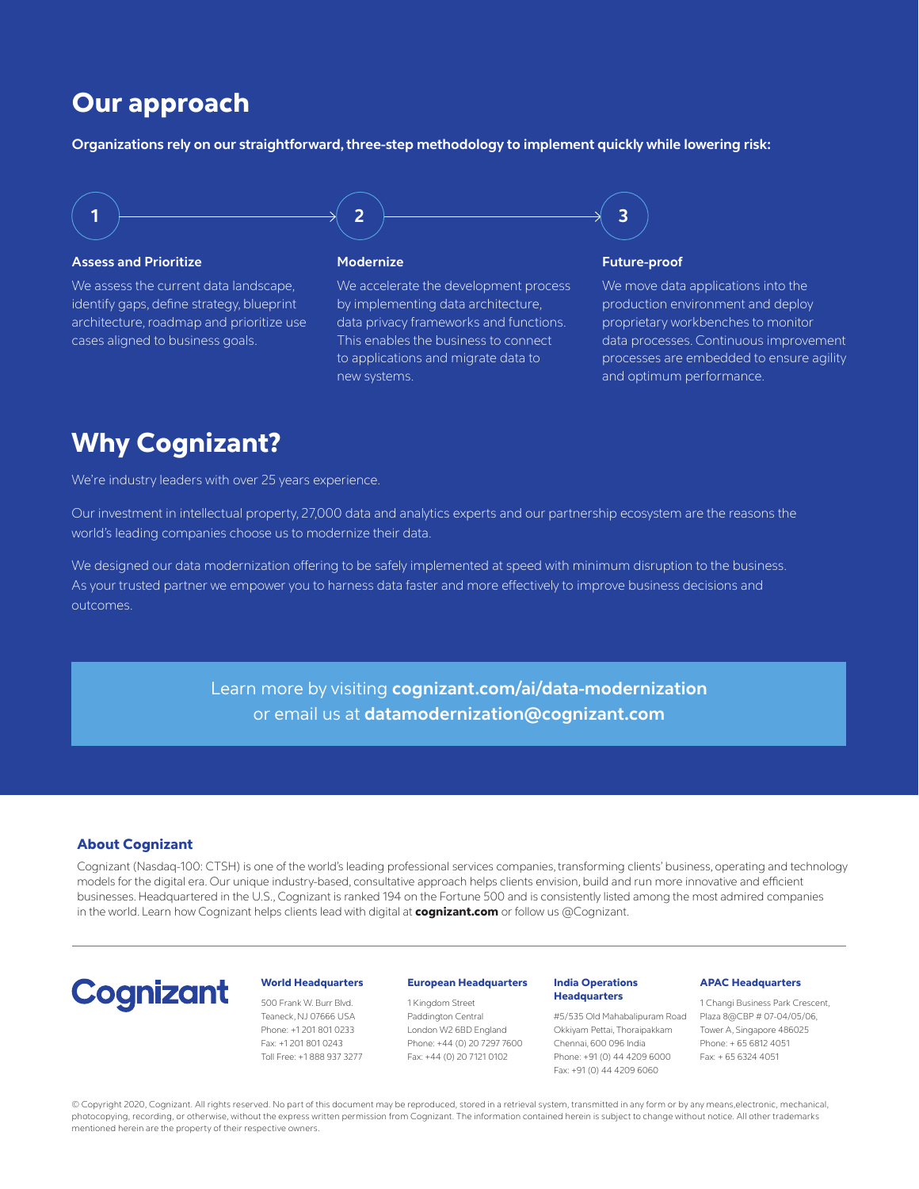## Our approach

**Organizations rely on our straightforward, three-step methodology to implement quickly while lowering risk:**

### 1 Assess and Prioritize

We assess the current data landscape, identify gaps, define strategy, blueprint architecture, roadmap and prioritize use cases aligned to business goals.

### 2 Modernize

We accelerate the development process by implementing data architecture, data privacy frameworks and functions. This enables the business to connect to applications and migrate data to new systems.

### 3 Future-proof

We move data applications into the production environment and deploy proprietary workbenches to monitor data processes. Continuous improvement processes are embedded to ensure agility and optimum performance.

## Why Cognizant?

We're industry leaders with over 25 years experience.

Our investment in intellectual property, 27,000 data and analytics experts and our partnership ecosystem are the reasons the world's leading companies choose us to modernize their data.

We designed our data modernization offering to be safely implemented at speed with minimum disruption to the business. As your trusted partner we empower you to harness data faster and more effectively to improve business decisions and outcomes.

Learn more by visiting **cognizant.com/ai/data-modernization** or email us at **datamodernization@cognizant.com**

### About Cognizant

Cognizant (Nasdaq-100: CTSH) is one of the world's leading professional services companies, transforming clients' business, operating and technology models for the digital era. Our unique industry-based, consultative approach helps clients envision, build and run more innovative and efficient businesses. Headquartered in the U.S., Cognizant is ranked 194 on the Fortune 500 and is consistently listed among the most admired companies in the world. Learn how Cognizant helps clients lead with digital at **cognizant.com** or follow us @Cognizant.

Cognizant

**World Headquarters**
500 Frank W. Burr Blvd.
Teaneck, NJ 07666 USA
Phone: +1 201 801 0233
Fax: +1 201 801 0243
Toll Free: +1 888 937 3277

**European Headquarters**
1 Kingdom Street
Paddington Central
London W2 6BD England
Phone: +44 (0) 20 7297 7600
Fax: +44 (0) 20 7121 0102

**India Operations Headquarters**
#5/535 Old Mahabalipuram Road
Okkiyam Pettai, Thoraipakkam
Chennai, 600 096 India
Phone: +91 (0) 44 4209 6000
Fax: +91 (0) 44 4209 6060

**APAC Headquarters**
1 Changi Business Park Crescent,
Plaza 8@CBP # 07-04/05/06,
Tower A, Singapore 486025
Phone: + 65 6812 4051
Fax: + 65 6324 4051

© Copyright 2020, Cognizant. All rights reserved. No part of this document may be reproduced, stored in a retrieval system, transmitted in any form or by any means,electronic, mechanical, photocopying, recording, or otherwise, without the express written permission from Cognizant. The information contained herein is subject to change without notice. All other trademarks mentioned herein are the property of their respective owners.